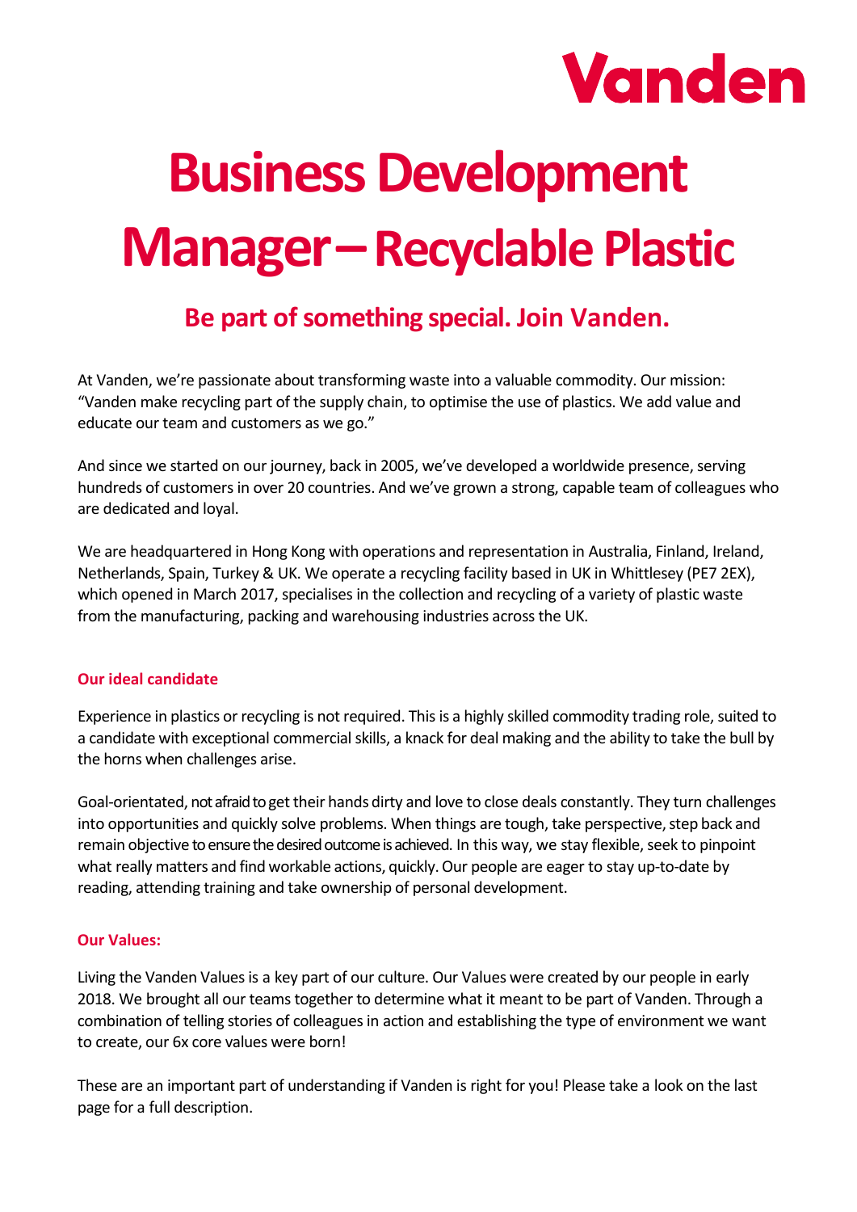Vanden

# Business Development Manager – Recyclable Plastic

## Be part of something special. Join Vanden.

At Vanden, we're passionate about transforming waste into a valuable commodity. Our mission: "Vanden make recycling part of the supply chain, to optimise the use of plastics. We add value and educate our team and customers as we go."

And since we started on our journey, back in 2005, we've developed a worldwide presence, serving hundreds of customers in over 20 countries. And we've grown a strong, capable team of colleagues who are dedicated and loyal.

We are headquartered in Hong Kong with operations and representation in Australia, Finland, Ireland, Netherlands, Spain, Turkey & UK. We operate a recycling facility based in UK in Whittlesey (PE7 2EX), which opened in March 2017, specialises in the collection and recycling of a variety of plastic waste from the manufacturing, packing and warehousing industries across the UK.

### Our ideal candidate

Experience in plastics or recycling is not required. This is a highly skilled commodity trading role, suited to a candidate with exceptional commercial skills, a knack for deal making and the ability to take the bull by the horns when challenges arise.

Goal-orientated, not afraid to get their hands dirty and love to close deals constantly. They turn challenges into opportunities and quickly solve problems. When things are tough, take perspective, step back and remain objective to ensure the desired outcome is achieved. In this way, we stay flexible, seek to pinpoint what really matters and find workable actions, quickly. Our people are eager to stay up-to-date by reading, attending training and take ownership of personal development.

### Our Values:

Living the Vanden Values is a key part of our culture. Our Values were created by our people in early 2018. We brought all our teams together to determine what it meant to be part of Vanden. Through a combination of telling stories of colleagues in action and establishing the type of environment we want to create, our 6x core values were born!

These are an important part of understanding if Vanden is right for you! Please take a look on the last page for a full description.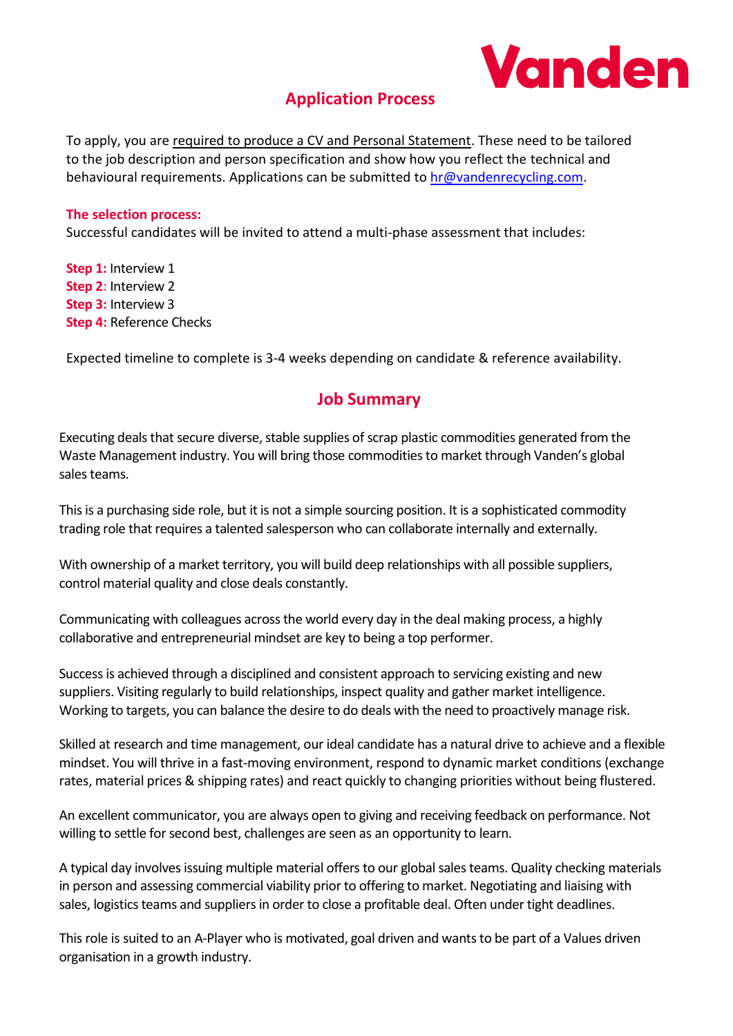## Application Process

To apply, you are required to produce a CV and Personal Statement. These need to be tailored to the job description and person specification and show how you reflect the technical and behavioural requirements. Applications can be submitted to hr@vandenrecycling.com.

**The selection process:**
Successful candidates will be invited to attend a multi-phase assessment that includes:

**Step 1:** Interview 1
**Step 2**: Interview 2
**Step 3:** Interview 3
**Step 4:** Reference Checks

Expected timeline to complete is 3-4 weeks depending on candidate & reference availability.

## Job Summary

Executing deals that secure diverse, stable supplies of scrap plastic commodities generated from the Waste Management industry. You will bring those commodities to market through Vanden's global sales teams.

This is a purchasing side role, but it is not a simple sourcing position. It is a sophisticated commodity trading role that requires a talented salesperson who can collaborate internally and externally.

With ownership of a market territory, you will build deep relationships with all possible suppliers, control material quality and close deals constantly.

Communicating with colleagues across the world every day in the deal making process, a highly collaborative and entrepreneurial mindset are key to being a top performer.

Success is achieved through a disciplined and consistent approach to servicing existing and new suppliers. Visiting regularly to build relationships, inspect quality and gather market intelligence. Working to targets, you can balance the desire to do deals with the need to proactively manage risk.

Skilled at research and time management, our ideal candidate has a natural drive to achieve and a flexible mindset. You will thrive in a fast-moving environment, respond to dynamic market conditions (exchange rates, material prices & shipping rates) and react quickly to changing priorities without being flustered.

An excellent communicator, you are always open to giving and receiving feedback on performance. Not willing to settle for second best, challenges are seen as an opportunity to learn.

A typical day involves issuing multiple material offers to our global sales teams. Quality checking materials in person and assessing commercial viability prior to offering to market. Negotiating and liaising with sales, logistics teams and suppliers in order to close a profitable deal. Often under tight deadlines.

This role is suited to an A-Player who is motivated, goal driven and wants to be part of a Values driven organisation in a growth industry.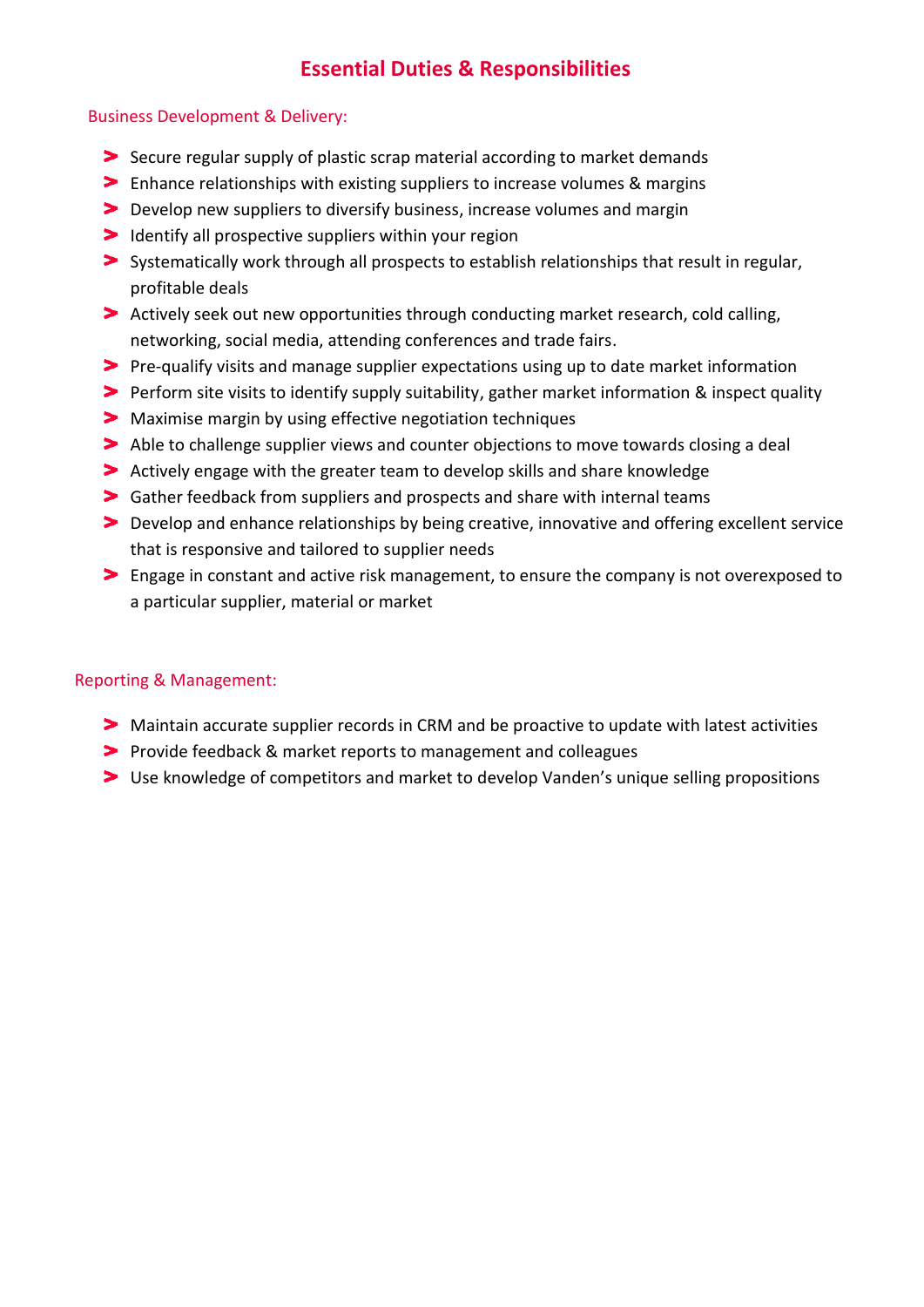# Essential Duties & Responsibilities

## Business Development & Delivery:

- Secure regular supply of plastic scrap material according to market demands
- Enhance relationships with existing suppliers to increase volumes & margins
- Develop new suppliers to diversify business, increase volumes and margin
- Identify all prospective suppliers within your region
- Systematically work through all prospects to establish relationships that result in regular, profitable deals
- Actively seek out new opportunities through conducting market research, cold calling, networking, social media, attending conferences and trade fairs.
- Pre-qualify visits and manage supplier expectations using up to date market information
- Perform site visits to identify supply suitability, gather market information & inspect quality
- Maximise margin by using effective negotiation techniques
- Able to challenge supplier views and counter objections to move towards closing a deal
- Actively engage with the greater team to develop skills and share knowledge
- Gather feedback from suppliers and prospects and share with internal teams
- Develop and enhance relationships by being creative, innovative and offering excellent service that is responsive and tailored to supplier needs
- Engage in constant and active risk management, to ensure the company is not overexposed to a particular supplier, material or market

## Reporting & Management:

- Maintain accurate supplier records in CRM and be proactive to update with latest activities
- Provide feedback & market reports to management and colleagues
- Use knowledge of competitors and market to develop Vanden's unique selling propositions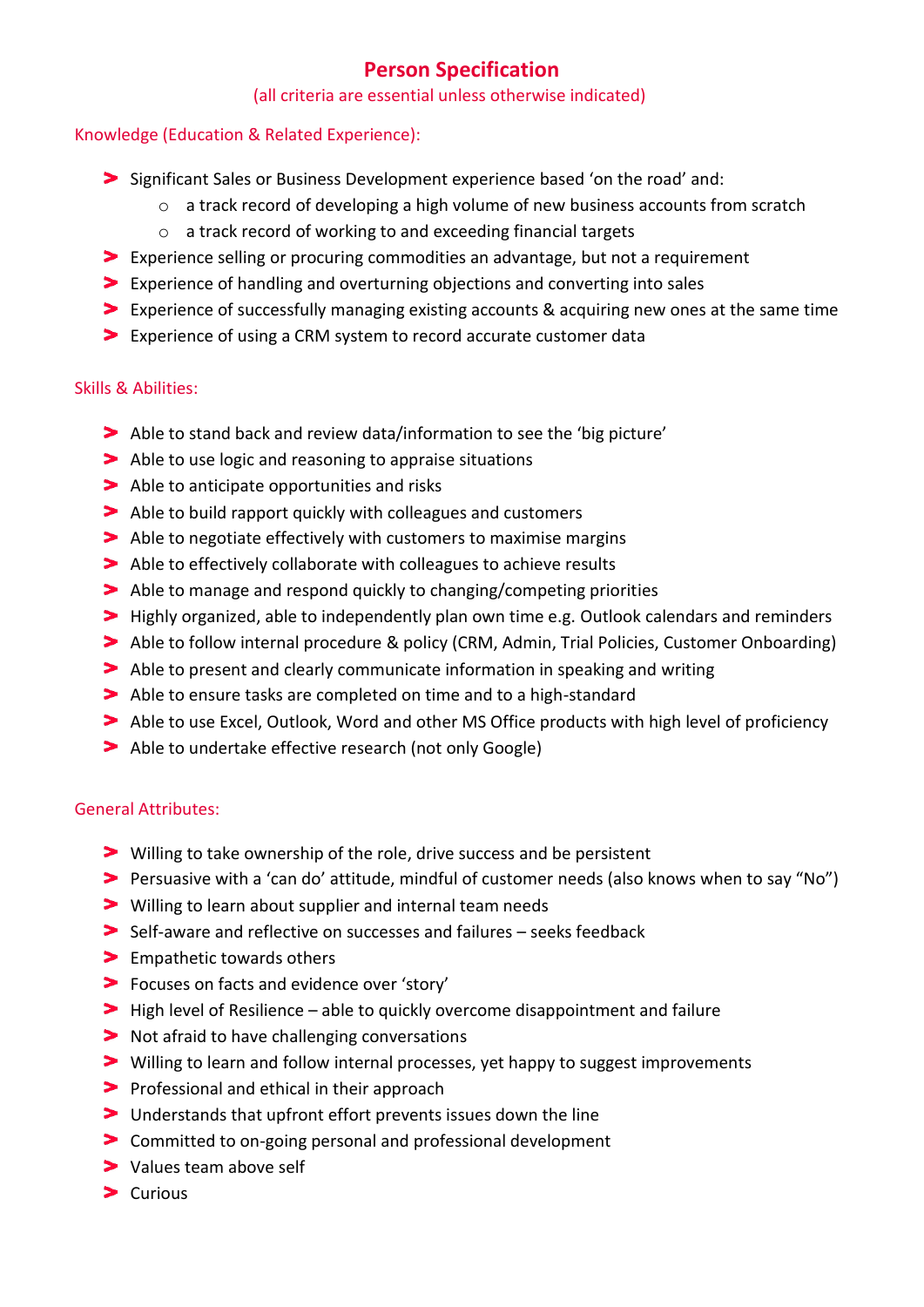# Person Specification

(all criteria are essential unless otherwise indicated)

## Knowledge (Education & Related Experience):

- Significant Sales or Business Development experience based 'on the road' and:
  - a track record of developing a high volume of new business accounts from scratch
  - a track record of working to and exceeding financial targets
- Experience selling or procuring commodities an advantage, but not a requirement
- Experience of handling and overturning objections and converting into sales
- Experience of successfully managing existing accounts & acquiring new ones at the same time
- Experience of using a CRM system to record accurate customer data

## Skills & Abilities:

- Able to stand back and review data/information to see the 'big picture'
- Able to use logic and reasoning to appraise situations
- Able to anticipate opportunities and risks
- Able to build rapport quickly with colleagues and customers
- Able to negotiate effectively with customers to maximise margins
- Able to effectively collaborate with colleagues to achieve results
- Able to manage and respond quickly to changing/competing priorities
- Highly organized, able to independently plan own time e.g. Outlook calendars and reminders
- Able to follow internal procedure & policy (CRM, Admin, Trial Policies, Customer Onboarding)
- Able to present and clearly communicate information in speaking and writing
- Able to ensure tasks are completed on time and to a high-standard
- Able to use Excel, Outlook, Word and other MS Office products with high level of proficiency
- Able to undertake effective research (not only Google)

## General Attributes:

- Willing to take ownership of the role, drive success and be persistent
- Persuasive with a 'can do' attitude, mindful of customer needs (also knows when to say "No")
- Willing to learn about supplier and internal team needs
- Self-aware and reflective on successes and failures – seeks feedback
- Empathetic towards others
- Focuses on facts and evidence over 'story'
- High level of Resilience – able to quickly overcome disappointment and failure
- Not afraid to have challenging conversations
- Willing to learn and follow internal processes, yet happy to suggest improvements
- Professional and ethical in their approach
- Understands that upfront effort prevents issues down the line
- Committed to on-going personal and professional development
- Values team above self
- Curious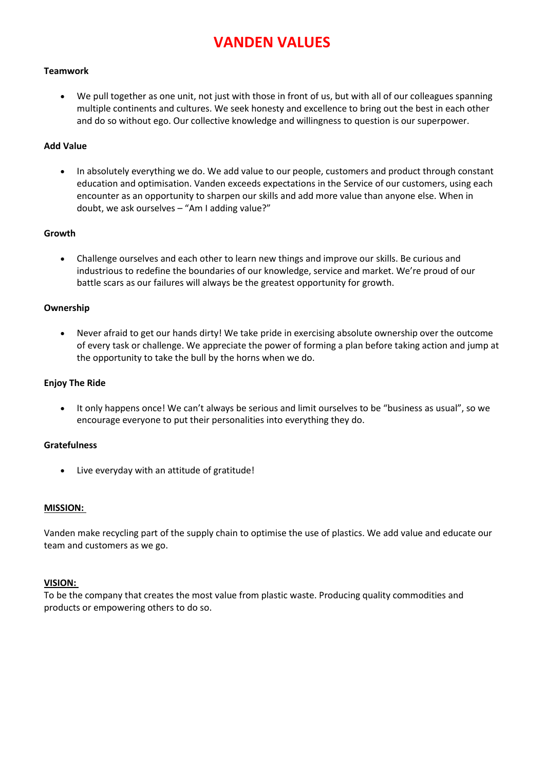# VANDEN VALUES

**Teamwork**

- We pull together as one unit, not just with those in front of us, but with all of our colleagues spanning multiple continents and cultures. We seek honesty and excellence to bring out the best in each other and do so without ego. Our collective knowledge and willingness to question is our superpower.

**Add Value**

- In absolutely everything we do. We add value to our people, customers and product through constant education and optimisation. Vanden exceeds expectations in the Service of our customers, using each encounter as an opportunity to sharpen our skills and add more value than anyone else. When in doubt, we ask ourselves – "Am I adding value?"

**Growth**

- Challenge ourselves and each other to learn new things and improve our skills. Be curious and industrious to redefine the boundaries of our knowledge, service and market. We're proud of our battle scars as our failures will always be the greatest opportunity for growth.

**Ownership**

- Never afraid to get our hands dirty! We take pride in exercising absolute ownership over the outcome of every task or challenge. We appreciate the power of forming a plan before taking action and jump at the opportunity to take the bull by the horns when we do.

**Enjoy The Ride**

- It only happens once! We can't always be serious and limit ourselves to be "business as usual", so we encourage everyone to put their personalities into everything they do.

**Gratefulness**

- Live everyday with an attitude of gratitude!

**MISSION:**

Vanden make recycling part of the supply chain to optimise the use of plastics. We add value and educate our team and customers as we go.

**VISION:**

To be the company that creates the most value from plastic waste. Producing quality commodities and products or empowering others to do so.